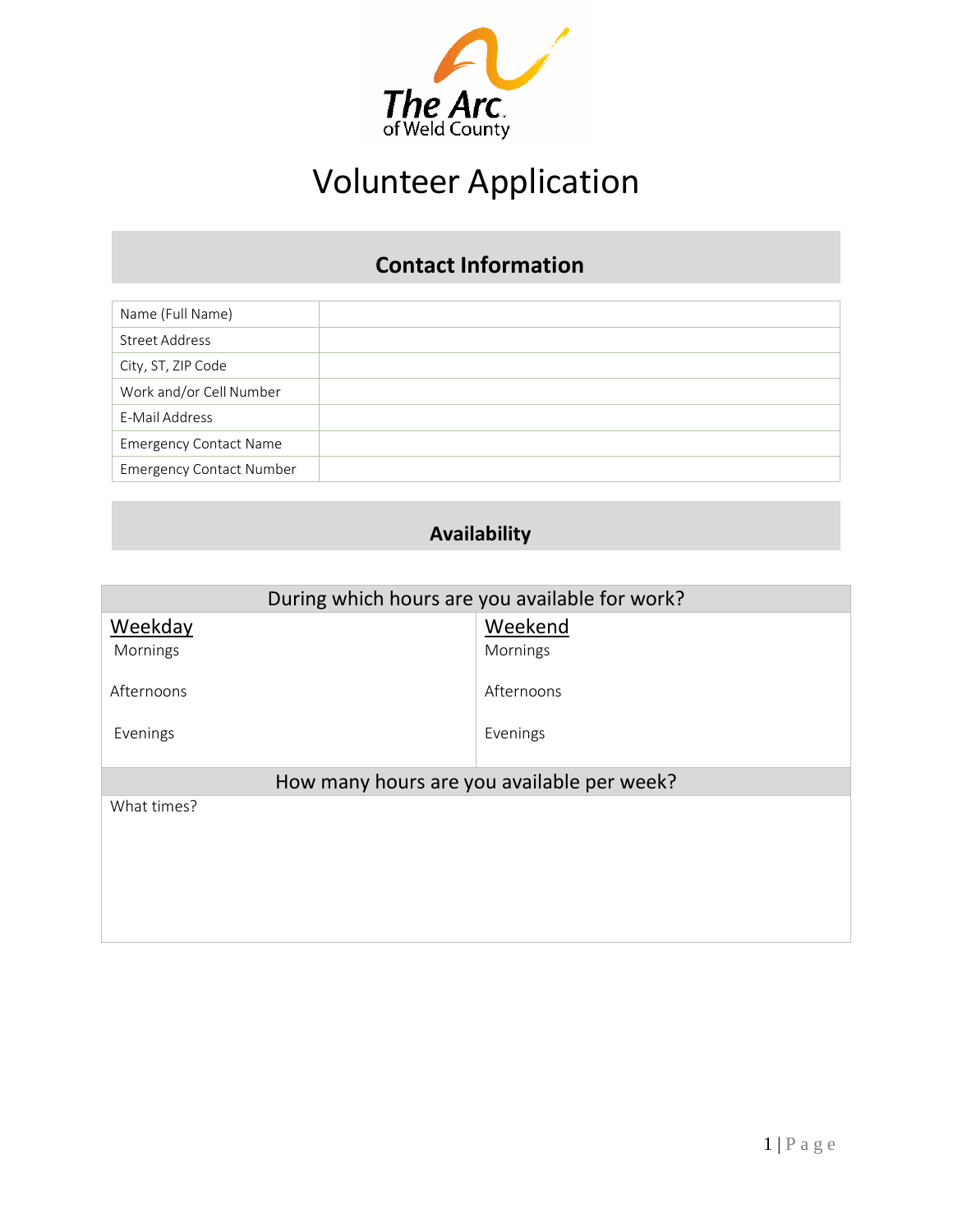The Arc. of Weld County

# Volunteer Application

## Contact Information

| Name (Full Name) | |
|---|---|
| Street Address | |
| City, ST, ZIP Code | |
| Work and/or Cell Number | |
| E-Mail Address | |
| Emergency Contact Name | |
| Emergency Contact Number | |

## Availability

| During which hours are you available for work? | |
|---|---|
| Weekday | Weekend |
| Mornings | Mornings |
| Afternoons | Afternoons |
| Evenings | Evenings |

| How many hours are you available per week? |
|---|
| What times? |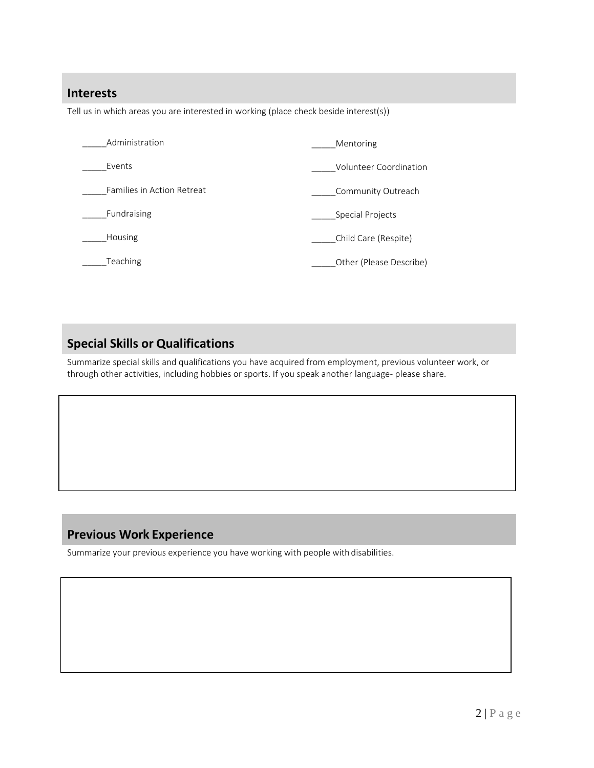## Interests

Tell us in which areas you are interested in working (place check beside interest(s))

_____Administration

_____Events

_____Families in Action Retreat

_____Fundraising

_____Housing

_____Teaching

_____Mentoring

_____Volunteer Coordination

_____Community Outreach

_____Special Projects

_____Child Care (Respite)

_____Other (Please Describe)

## Special Skills or Qualifications

Summarize special skills and qualifications you have acquired from employment, previous volunteer work, or through other activities, including hobbies or sports. If you speak another language- please share.

## Previous Work Experience

Summarize your previous experience you have working with people with disabilities.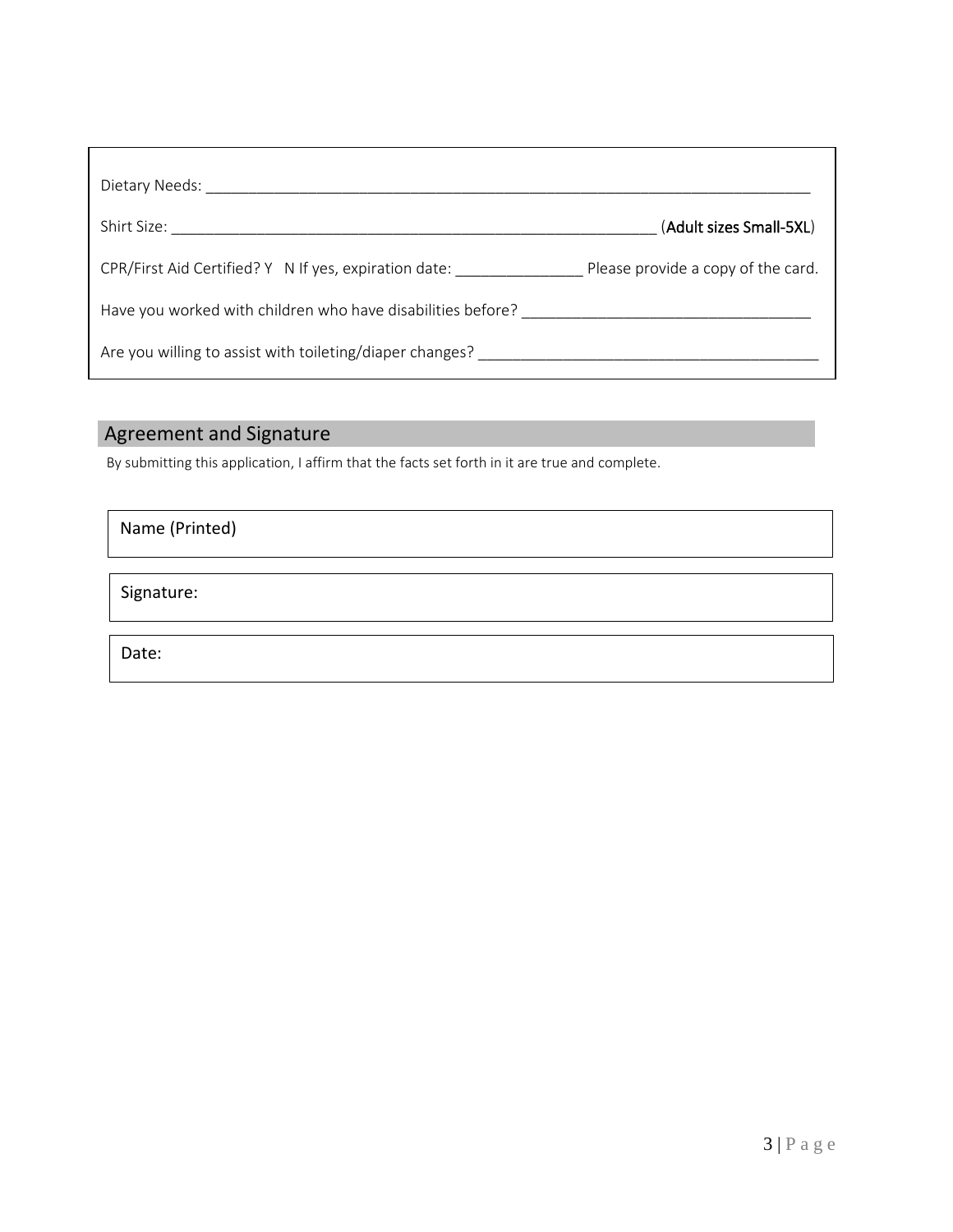Dietary Needs: ___________________________________________________________________________

Shirt Size: ___________________________________________________________ (**Adult sizes Small-5XL**)

CPR/First Aid Certified? Y N If yes, expiration date: _______________ Please provide a copy of the card.

Have you worked with children who have disabilities before? __________________________________

Are you willing to assist with toileting/diaper changes? _________________________________________

## Agreement and Signature

By submitting this application, I affirm that the facts set forth in it are true and complete.

Name (Printed)

Signature:

Date: